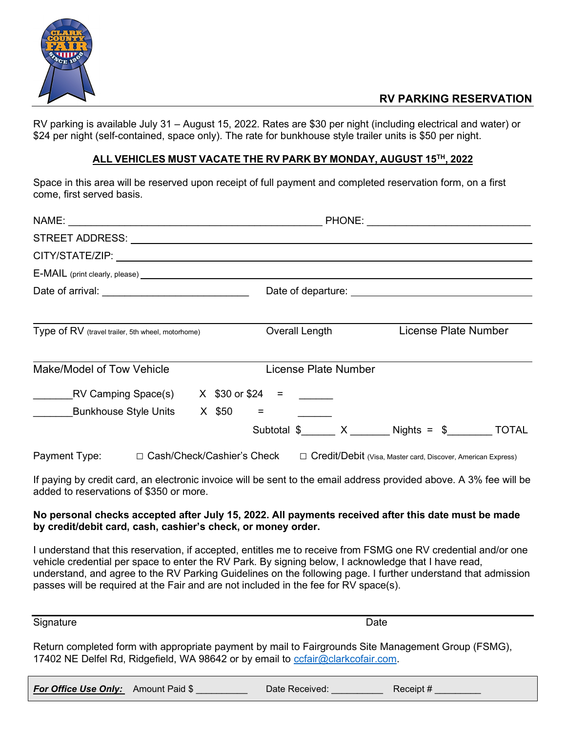## RV PARKING RESERVATION

RV parking is available July 31 – August 15, 2022. Rates are $30 per night (including electrical and water) or $24 per night (self-contained, space only). The rate for bunkhouse style trailer units is $50 per night.

**ALL VEHICLES MUST VACATE THE RV PARK BY MONDAY, AUGUST 15TH, 2022**

Space in this area will be reserved upon receipt of full payment and completed reservation form, on a first come, first served basis.

NAME: ______________________________________________ PHONE: ____________________________

STREET ADDRESS: ______________________________________________

CITY/STATE/ZIP: ______________________________________________

E-MAIL (print clearly, please) ______________________________________________

Date of arrival: __________________________ Date of departure: __________________________

Type of RV (travel trailer, 5th wheel, motorhome) Overall Length License Plate Number

Make/Model of Tow Vehicle License Plate Number

_______RV Camping Space(s) X $30 or $24 = ______

_______Bunkhouse Style Units X $50 = ______

Subtotal $______ X _______ Nights = $________ TOTAL

Payment Type: ☐ Cash/Check/Cashier's Check ☐ Credit/Debit (Visa, Master card, Discover, American Express)

If paying by credit card, an electronic invoice will be sent to the email address provided above. A 3% fee will be added to reservations of $350 or more.

**No personal checks accepted after July 15, 2022. All payments received after this date must be made by credit/debit card, cash, cashier's check, or money order.**

I understand that this reservation, if accepted, entitles me to receive from FSMG one RV credential and/or one vehicle credential per space to enter the RV Park. By signing below, I acknowledge that I have read, understand, and agree to the RV Parking Guidelines on the following page. I further understand that admission passes will be required at the Fair and are not included in the fee for RV space(s).

Signature Date

Return completed form with appropriate payment by mail to Fairgrounds Site Management Group (FSMG), 17402 NE Delfel Rd, Ridgefield, WA 98642 or by email to ccfair@clarkcofair.com.

***For Office Use Only:*** Amount Paid $ __________ Date Received: __________ Receipt # _________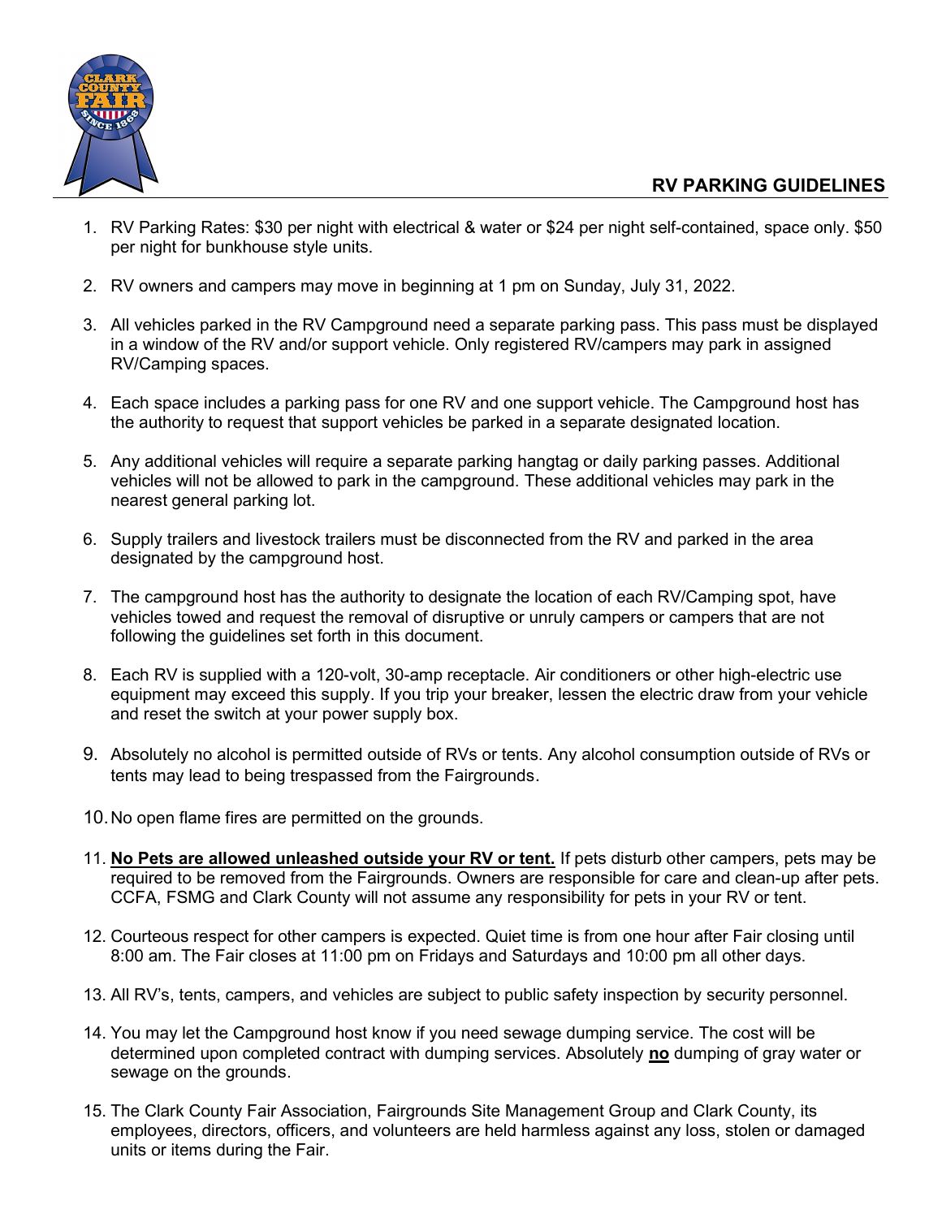## RV PARKING GUIDELINES

1. RV Parking Rates: $30 per night with electrical & water or $24 per night self-contained, space only. $50 per night for bunkhouse style units.

2. RV owners and campers may move in beginning at 1 pm on Sunday, July 31, 2022.

3. All vehicles parked in the RV Campground need a separate parking pass. This pass must be displayed in a window of the RV and/or support vehicle. Only registered RV/campers may park in assigned RV/Camping spaces.

4. Each space includes a parking pass for one RV and one support vehicle. The Campground host has the authority to request that support vehicles be parked in a separate designated location.

5. Any additional vehicles will require a separate parking hangtag or daily parking passes. Additional vehicles will not be allowed to park in the campground. These additional vehicles may park in the nearest general parking lot.

6. Supply trailers and livestock trailers must be disconnected from the RV and parked in the area designated by the campground host.

7. The campground host has the authority to designate the location of each RV/Camping spot, have vehicles towed and request the removal of disruptive or unruly campers or campers that are not following the guidelines set forth in this document.

8. Each RV is supplied with a 120-volt, 30-amp receptacle. Air conditioners or other high-electric use equipment may exceed this supply. If you trip your breaker, lessen the electric draw from your vehicle and reset the switch at your power supply box.

9. Absolutely no alcohol is permitted outside of RVs or tents. Any alcohol consumption outside of RVs or tents may lead to being trespassed from the Fairgrounds.

10. No open flame fires are permitted on the grounds.

11. **No Pets are allowed unleashed outside your RV or tent.** If pets disturb other campers, pets may be required to be removed from the Fairgrounds. Owners are responsible for care and clean-up after pets. CCFA, FSMG and Clark County will not assume any responsibility for pets in your RV or tent.

12. Courteous respect for other campers is expected. Quiet time is from one hour after Fair closing until 8:00 am. The Fair closes at 11:00 pm on Fridays and Saturdays and 10:00 pm all other days.

13. All RV's, tents, campers, and vehicles are subject to public safety inspection by security personnel.

14. You may let the Campground host know if you need sewage dumping service. The cost will be determined upon completed contract with dumping services. Absolutely **no** dumping of gray water or sewage on the grounds.

15. The Clark County Fair Association, Fairgrounds Site Management Group and Clark County, its employees, directors, officers, and volunteers are held harmless against any loss, stolen or damaged units or items during the Fair.